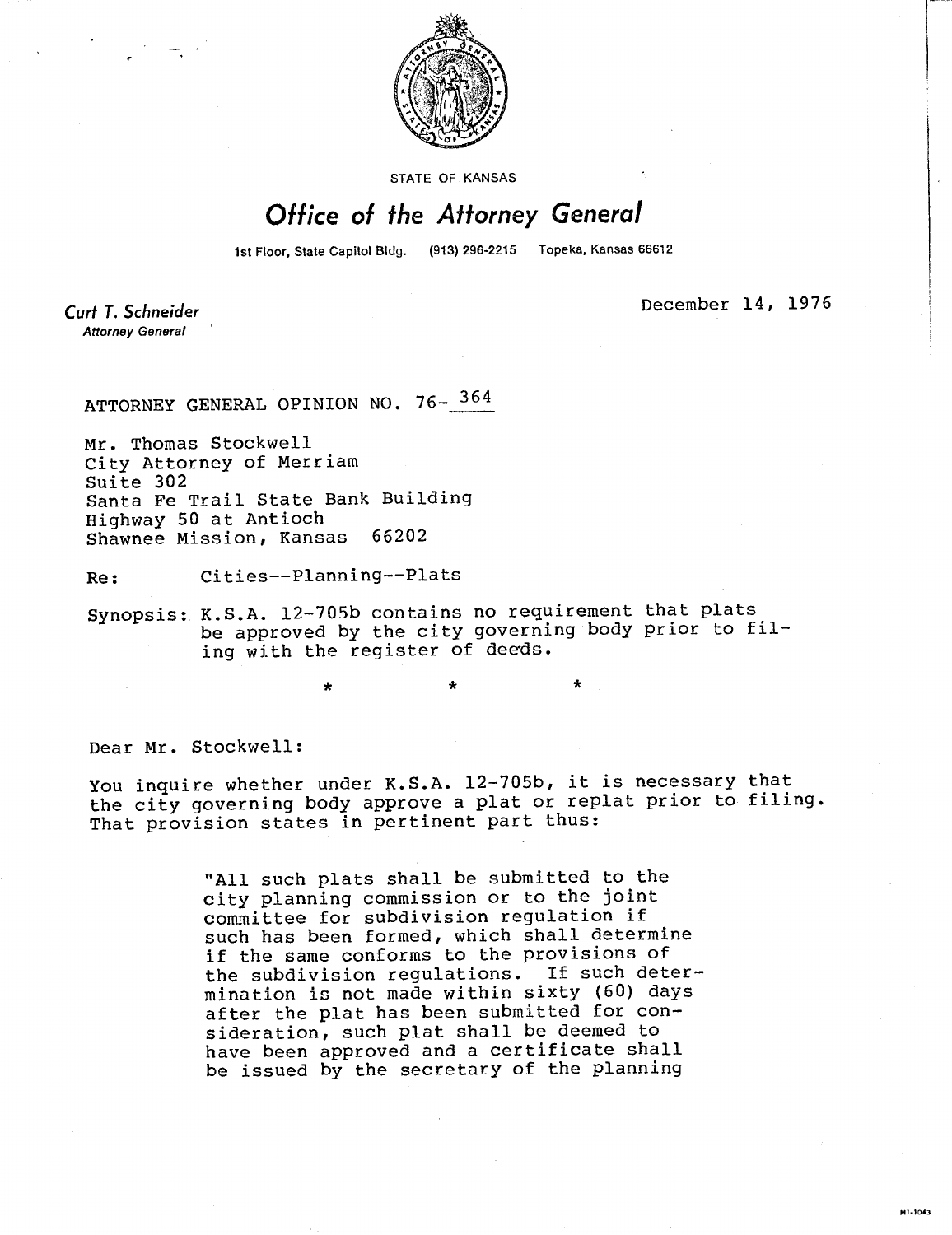STATE OF KANSAS

# Office of the Attorney General

1st Floor, State Capitol Bldg. (913) 296-2215 Topeka, Kansas 66612

*Curt T. Schneider*
*Attorney General*

December 14, 1976

ATTORNEY GENERAL OPINION NO. 76-364

Mr. Thomas Stockwell
City Attorney of Merriam
Suite 302
Santa Fe Trail State Bank Building
Highway 50 at Antioch
Shawnee Mission, Kansas 66202

Re: Cities--Planning--Plats

Synopsis: K.S.A. 12-705b contains no requirement that plats be approved by the city governing body prior to filing with the register of deeds.

\* \* \*

Dear Mr. Stockwell:

You inquire whether under K.S.A. 12-705b, it is necessary that the city governing body approve a plat or replat prior to filing. That provision states in pertinent part thus:

> "All such plats shall be submitted to the city planning commission or to the joint committee for subdivision regulation if such has been formed, which shall determine if the same conforms to the provisions of the subdivision regulations. If such determination is not made within sixty (60) days after the plat has been submitted for consideration, such plat shall be deemed to have been approved and a certificate shall be issued by the secretary of the planning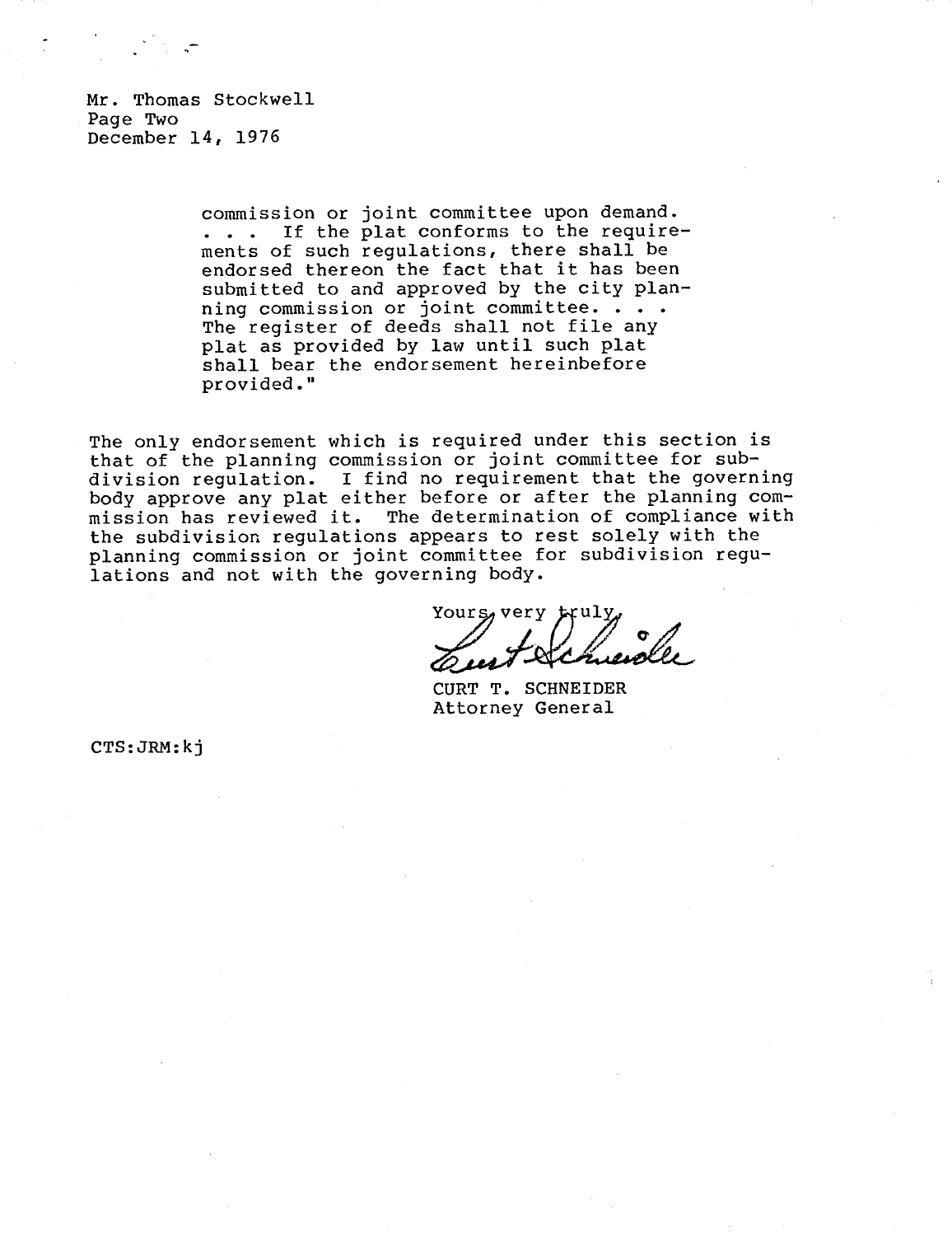Mr. Thomas Stockwell
Page Two
December 14, 1976

> commission or joint committee upon demand. . . . If the plat conforms to the requirements of such regulations, there shall be endorsed thereon the fact that it has been submitted to and approved by the city planning commission or joint committee. . . . The register of deeds shall not file any plat as provided by law until such plat shall bear the endorsement hereinbefore provided."

The only endorsement which is required under this section is that of the planning commission or joint committee for subdivision regulation. I find no requirement that the governing body approve any plat either before or after the planning commission has reviewed it. The determination of compliance with the subdivision regulations appears to rest solely with the planning commission or joint committee for subdivision regulations and not with the governing body.

Yours very truly,

CURT T. SCHNEIDER
Attorney General

CTS:JRM:kj